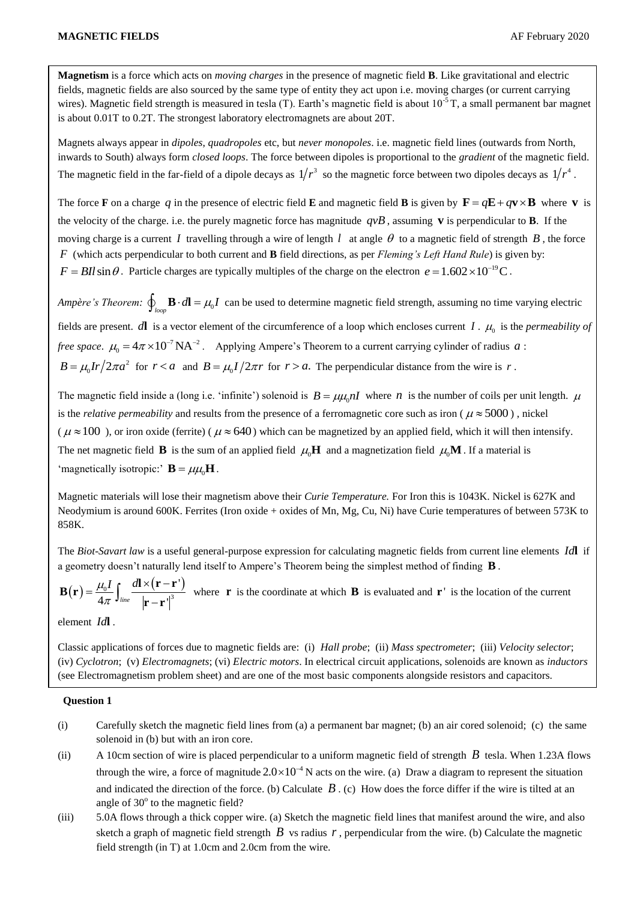# MAGNETIC FIELDS

**Magnetism** is a force which acts on *moving charges* in the presence of magnetic field **B**. Like gravitational and electric fields, magnetic fields are also sourced by the same type of entity they act upon i.e. moving charges (or current carrying wires). Magnetic field strength is measured in tesla (T). Earth's magnetic field is about $10^{-5}$ T, a small permanent bar magnet is about 0.01T to 0.2T. The strongest laboratory electromagnets are about 20T.

Magnets always appear in *dipoles*, *quadropoles* etc, but *never monopoles*. i.e. magnetic field lines (outwards from North, inwards to South) always form *closed loops*. The force between dipoles is proportional to the *gradient* of the magnetic field. The magnetic field in the far-field of a dipole decays as $1/r^3$ so the magnetic force between two dipoles decays as $1/r^4$.

The force **F** on a charge $q$ in the presence of electric field **E** and magnetic field **B** is given by $\mathbf{F} = q\mathbf{E} + q\mathbf{v}\times\mathbf{B}$ where $\mathbf{v}$ is the velocity of the charge. i.e. the purely magnetic force has magnitude $qvB$, assuming $\mathbf{v}$ is perpendicular to **B**. If the moving charge is a current $I$ travelling through a wire of length $l$ at angle $\theta$ to a magnetic field of strength $B$, the force $F$ (which acts perpendicular to both current and **B** field directions, as per *Fleming's Left Hand Rule*) is given by: $F = BIl\sin\theta$. Particle charges are typically multiples of the charge on the electron $e = 1.602\times10^{-19}\,\text{C}$.

*Ampère's Theorem:* $\oint_{loop} \mathbf{B}\cdot d\mathbf{l} = \mu_0 I$ can be used to determine magnetic field strength, assuming no time varying electric fields are present. $d\mathbf{l}$ is a vector element of the circumference of a loop which encloses current $I$. $\mu_0$ is the *permeability of free space*. $\mu_0 = 4\pi\times10^{-7}\,\text{NA}^{-2}$. Applying Ampere's Theorem to a current carrying cylinder of radius $a$: $B = \mu_0 Ir/2\pi a^2$ for $r < a$ and $B = \mu_0 I/2\pi r$ for $r > a$. The perpendicular distance from the wire is $r$.

The magnetic field inside a (long i.e. 'infinite') solenoid is $B = \mu\mu_0 nI$ where $n$ is the number of coils per unit length. $\mu$ is the *relative permeability* and results from the presence of a ferromagnetic core such as iron ($\mu \approx 5000$), nickel ($\mu \approx 100$), or iron oxide (ferrite) ($\mu \approx 640$) which can be magnetized by an applied field, which it will then intensify. The net magnetic field **B** is the sum of an applied field $\mu_0\mathbf{H}$ and a magnetization field $\mu_0\mathbf{M}$. If a material is 'magnetically isotropic:' $\mathbf{B} = \mu\mu_0\mathbf{H}$.

Magnetic materials will lose their magnetism above their *Curie Temperature.* For Iron this is 1043K. Nickel is 627K and Neodymium is around 600K. Ferrites (Iron oxide + oxides of Mn, Mg, Cu, Ni) have Curie temperatures of between 573K to 858K.

The *Biot-Savart law* is a useful general-purpose expression for calculating magnetic fields from current line elements $Id\mathbf{l}$ if a geometry doesn't naturally lend itself to Ampere's Theorem being the simplest method of finding **B**.

$$\mathbf{B}(\mathbf{r}) = \frac{\mu_0 I}{4\pi}\int_{line} \frac{d\mathbf{l}\times(\mathbf{r}-\mathbf{r}')}{|\mathbf{r}-\mathbf{r}'|^3}$$

where $\mathbf{r}$ is the coordinate at which **B** is evaluated and $\mathbf{r}'$ is the location of the current element $Id\mathbf{l}$.

Classic applications of forces due to magnetic fields are: (i) *Hall probe*; (ii) *Mass spectrometer*; (iii) *Velocity selector*; (iv) *Cyclotron*; (v) *Electromagnets*; (vi) *Electric motors*. In electrical circuit applications, solenoids are known as *inductors* (see Electromagnetism problem sheet) and are one of the most basic components alongside resistors and capacitors.

**Question 1**

(i) Carefully sketch the magnetic field lines from (a) a permanent bar magnet; (b) an air cored solenoid; (c) the same solenoid in (b) but with an iron core.

(ii) A 10cm section of wire is placed perpendicular to a uniform magnetic field of strength $B$ tesla. When 1.23A flows through the wire, a force of magnitude $2.0\times10^{-4}$ N acts on the wire. (a) Draw a diagram to represent the situation and indicated the direction of the force. (b) Calculate $B$. (c) How does the force differ if the wire is tilted at an angle of 30° to the magnetic field?

(iii) 5.0A flows through a thick copper wire. (a) Sketch the magnetic field lines that manifest around the wire, and also sketch a graph of magnetic field strength $B$ vs radius $r$, perpendicular from the wire. (b) Calculate the magnetic field strength (in T) at 1.0cm and 2.0cm from the wire.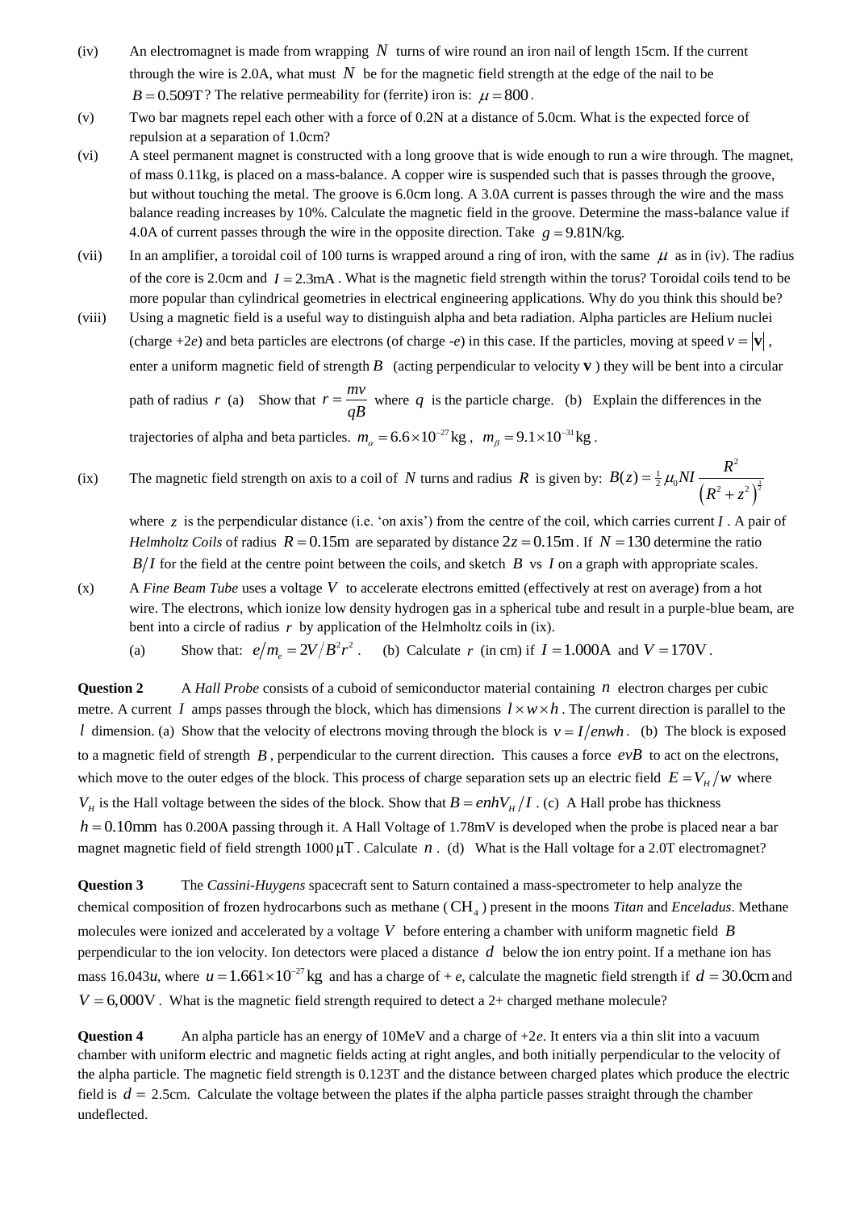(iv) An electromagnet is made from wrapping $N$ turns of wire round an iron nail of length 15cm. If the current through the wire is 2.0A, what must $N$ be for the magnetic field strength at the edge of the nail to be $B = 0.509\text{T}$? The relative permeability for (ferrite) iron is: $\mu = 800$.

(v) Two bar magnets repel each other with a force of 0.2N at a distance of 5.0cm. What is the expected force of repulsion at a separation of 1.0cm?

(vi) A steel permanent magnet is constructed with a long groove that is wide enough to run a wire through. The magnet, of mass 0.11kg, is placed on a mass-balance. A copper wire is suspended such that is passes through the groove, but without touching the metal. The groove is 6.0cm long. A 3.0A current is passes through the wire and the mass balance reading increases by 10%. Calculate the magnetic field in the groove. Determine the mass-balance value if 4.0A of current passes through the wire in the opposite direction. Take $g = 9.81\text{N/kg}$.

(vii) In an amplifier, a toroidal coil of 100 turns is wrapped around a ring of iron, with the same $\mu$ as in (iv). The radius of the core is 2.0cm and $I = 2.3\text{mA}$. What is the magnetic field strength within the torus? Toroidal coils tend to be more popular than cylindrical geometries in electrical engineering applications. Why do you think this should be?

(viii) Using a magnetic field is a useful way to distinguish alpha and beta radiation. Alpha particles are Helium nuclei (charge +2*e*) and beta particles are electrons (of charge -*e*) in this case. If the particles, moving at speed $v = |\mathbf{v}|$, enter a uniform magnetic field of strength $B$ (acting perpendicular to velocity $\mathbf{v}$) they will be bent into a circular path of radius $r$ (a) Show that $r = \dfrac{mv}{qB}$ where $q$ is the particle charge. (b) Explain the differences in the trajectories of alpha and beta particles. $m_\alpha = 6.6 \times 10^{-27}\,\text{kg}$, $m_\beta = 9.1 \times 10^{-31}\,\text{kg}$.

(ix) The magnetic field strength on axis to a coil of $N$ turns and radius $R$ is given by: $B(z) = \frac{1}{2}\mu_0 NI \dfrac{R^2}{\left(R^2 + z^2\right)^{\frac{3}{2}}}$

where $z$ is the perpendicular distance (i.e. 'on axis') from the centre of the coil, which carries current $I$. A pair of *Helmholtz Coils* of radius $R = 0.15\text{m}$ are separated by distance $2z = 0.15\text{m}$. If $N = 130$ determine the ratio $B/I$ for the field at the centre point between the coils, and sketch $B$ vs $I$ on a graph with appropriate scales.

(x) A *Fine Beam Tube* uses a voltage $V$ to accelerate electrons emitted (effectively at rest on average) from a hot wire. The electrons, which ionize low density hydrogen gas in a spherical tube and result in a purple-blue beam, are bent into a circle of radius $r$ by application of the Helmholtz coils in (ix).

(a) Show that: $e/m_e = 2V/B^2r^2$. (b) Calculate $r$ (in cm) if $I = 1.000\text{A}$ and $V = 170\text{V}$.

**Question 2** A *Hall Probe* consists of a cuboid of semiconductor material containing $n$ electron charges per cubic metre. A current $I$ amps passes through the block, which has dimensions $l \times w \times h$. The current direction is parallel to the $l$ dimension. (a) Show that the velocity of electrons moving through the block is $v = I/enwh$. (b) The block is exposed to a magnetic field of strength $B$, perpendicular to the current direction. This causes a force $evB$ to act on the electrons, which move to the outer edges of the block. This process of charge separation sets up an electric field $E = V_H/w$ where $V_H$ is the Hall voltage between the sides of the block. Show that $B = enhV_H/I$. (c) A Hall probe has thickness $h = 0.10\text{mm}$ has 0.200A passing through it. A Hall Voltage of 1.78mV is developed when the probe is placed near a bar magnet magnetic field of field strength $1000\,\mu\text{T}$. Calculate $n$. (d) What is the Hall voltage for a 2.0T electromagnet?

**Question 3** The *Cassini-Huygens* spacecraft sent to Saturn contained a mass-spectrometer to help analyze the chemical composition of frozen hydrocarbons such as methane ($CH_4$) present in the moons *Titan* and *Enceladus*. Methane molecules were ionized and accelerated by a voltage $V$ before entering a chamber with uniform magnetic field $B$ perpendicular to the ion velocity. Ion detectors were placed a distance $d$ below the ion entry point. If a methane ion has mass 16.043*u*, where $u = 1.661 \times 10^{-27}\,\text{kg}$ and has a charge of + *e*, calculate the magnetic field strength if $d = 30.0\text{cm}$ and $V = 6{,}000\text{V}$. What is the magnetic field strength required to detect a 2+ charged methane molecule?

**Question 4** An alpha particle has an energy of 10MeV and a charge of +2*e*. It enters via a thin slit into a vacuum chamber with uniform electric and magnetic fields acting at right angles, and both initially perpendicular to the velocity of the alpha particle. The magnetic field strength is 0.123T and the distance between charged plates which produce the electric field is $d$ = 2.5cm. Calculate the voltage between the plates if the alpha particle passes straight through the chamber undeflected.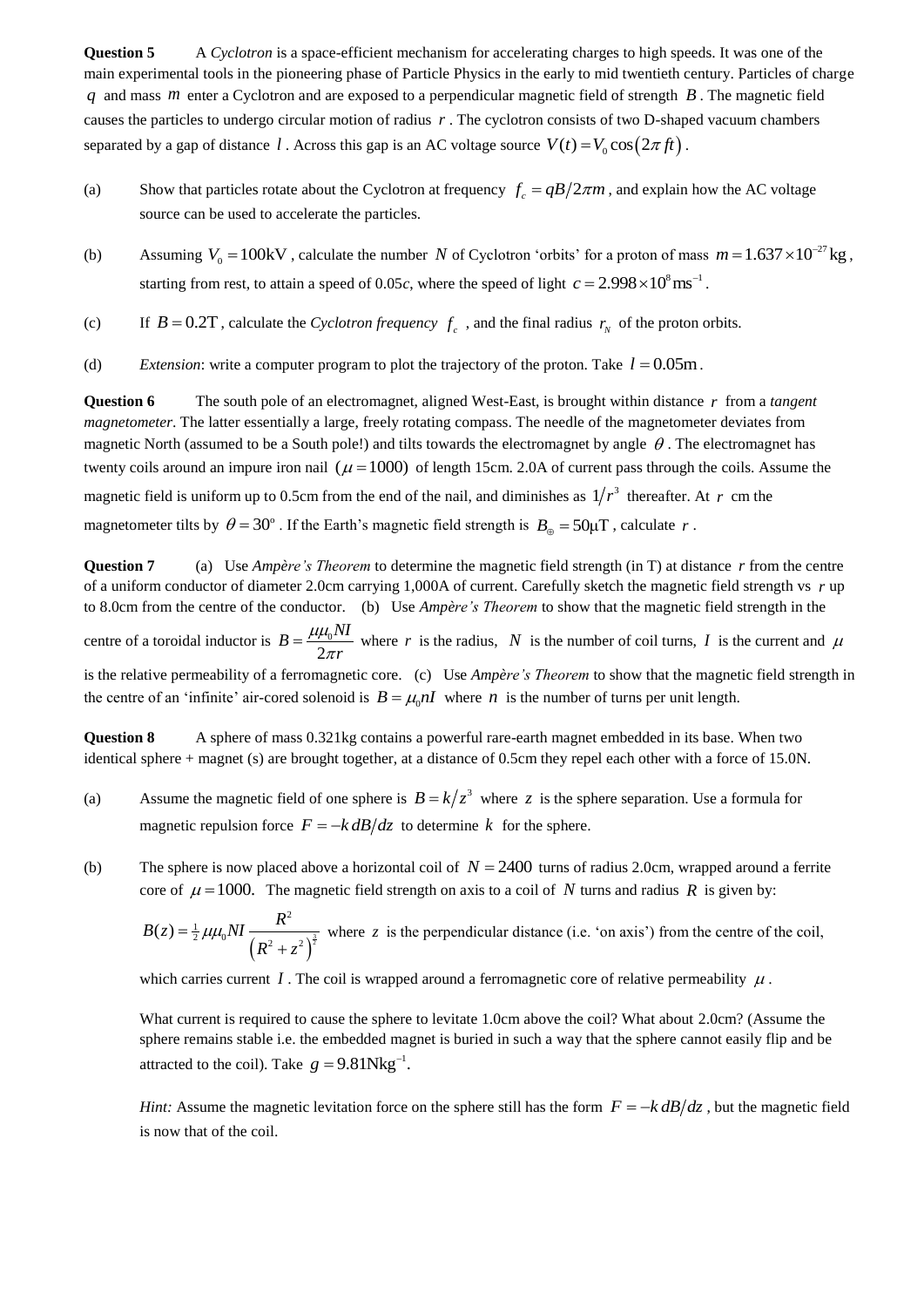**Question 5** A *Cyclotron* is a space-efficient mechanism for accelerating charges to high speeds. It was one of the main experimental tools in the pioneering phase of Particle Physics in the early to mid twentieth century. Particles of charge $q$ and mass $m$ enter a Cyclotron and are exposed to a perpendicular magnetic field of strength $B$. The magnetic field causes the particles to undergo circular motion of radius $r$. The cyclotron consists of two D-shaped vacuum chambers separated by a gap of distance $l$. Across this gap is an AC voltage source $V(t) = V_0 \cos(2\pi ft)$.

(a) Show that particles rotate about the Cyclotron at frequency $f_c = qB/2\pi m$, and explain how the AC voltage source can be used to accelerate the particles.

(b) Assuming $V_0 = 100\text{kV}$, calculate the number $N$ of Cyclotron 'orbits' for a proton of mass $m = 1.637 \times 10^{-27}\,\text{kg}$, starting from rest, to attain a speed of 0.05*c*, where the speed of light $c = 2.998 \times 10^8\,\text{ms}^{-1}$.

(c) If $B = 0.2\text{T}$, calculate the *Cyclotron frequency* $f_c$, and the final radius $r_N$ of the proton orbits.

(d) *Extension*: write a computer program to plot the trajectory of the proton. Take $l = 0.05\text{m}$.

**Question 6** The south pole of an electromagnet, aligned West-East, is brought within distance $r$ from a *tangent magnetometer*. The latter essentially a large, freely rotating compass. The needle of the magnetometer deviates from magnetic North (assumed to be a South pole!) and tilts towards the electromagnet by angle $\theta$. The electromagnet has twenty coils around an impure iron nail $(\mu = 1000)$ of length 15cm. 2.0A of current pass through the coils. Assume the magnetic field is uniform up to 0.5cm from the end of the nail, and diminishes as $1/r^3$ thereafter. At $r$ cm the magnetometer tilts by $\theta = 30^\circ$. If the Earth's magnetic field strength is $B_\oplus = 50\mu\text{T}$, calculate $r$.

**Question 7** (a) Use *Ampère's Theorem* to determine the magnetic field strength (in T) at distance $r$ from the centre of a uniform conductor of diameter 2.0cm carrying 1,000A of current. Carefully sketch the magnetic field strength vs $r$ up to 8.0cm from the centre of the conductor. (b) Use *Ampère's Theorem* to show that the magnetic field strength in the centre of a toroidal inductor is $B = \dfrac{\mu\mu_0 NI}{2\pi r}$ where $r$ is the radius, $N$ is the number of coil turns, $I$ is the current and $\mu$ is the relative permeability of a ferromagnetic core. (c) Use *Ampère's Theorem* to show that the magnetic field strength in the centre of an 'infinite' air-cored solenoid is $B = \mu_0 nI$ where $n$ is the number of turns per unit length.

**Question 8** A sphere of mass 0.321kg contains a powerful rare-earth magnet embedded in its base. When two identical sphere + magnet (s) are brought together, at a distance of 0.5cm they repel each other with a force of 15.0N.

(a) Assume the magnetic field of one sphere is $B = k/z^3$ where $z$ is the sphere separation. Use a formula for magnetic repulsion force $F = -k\,dB/dz$ to determine $k$ for the sphere.

(b) The sphere is now placed above a horizontal coil of $N = 2400$ turns of radius 2.0cm, wrapped around a ferrite core of $\mu = 1000$. The magnetic field strength on axis to a coil of $N$ turns and radius $R$ is given by:

$$B(z) = \tfrac{1}{2}\mu\mu_0 NI \frac{R^2}{\left(R^2 + z^2\right)^{\frac{3}{2}}}$$ where $z$ is the perpendicular distance (i.e. 'on axis') from the centre of the coil,

which carries current $I$. The coil is wrapped around a ferromagnetic core of relative permeability $\mu$.

What current is required to cause the sphere to levitate 1.0cm above the coil? What about 2.0cm? (Assume the sphere remains stable i.e. the embedded magnet is buried in such a way that the sphere cannot easily flip and be attracted to the coil). Take $g = 9.81\text{Nkg}^{-1}$.

*Hint:* Assume the magnetic levitation force on the sphere still has the form $F = -k\,dB/dz$, but the magnetic field is now that of the coil.